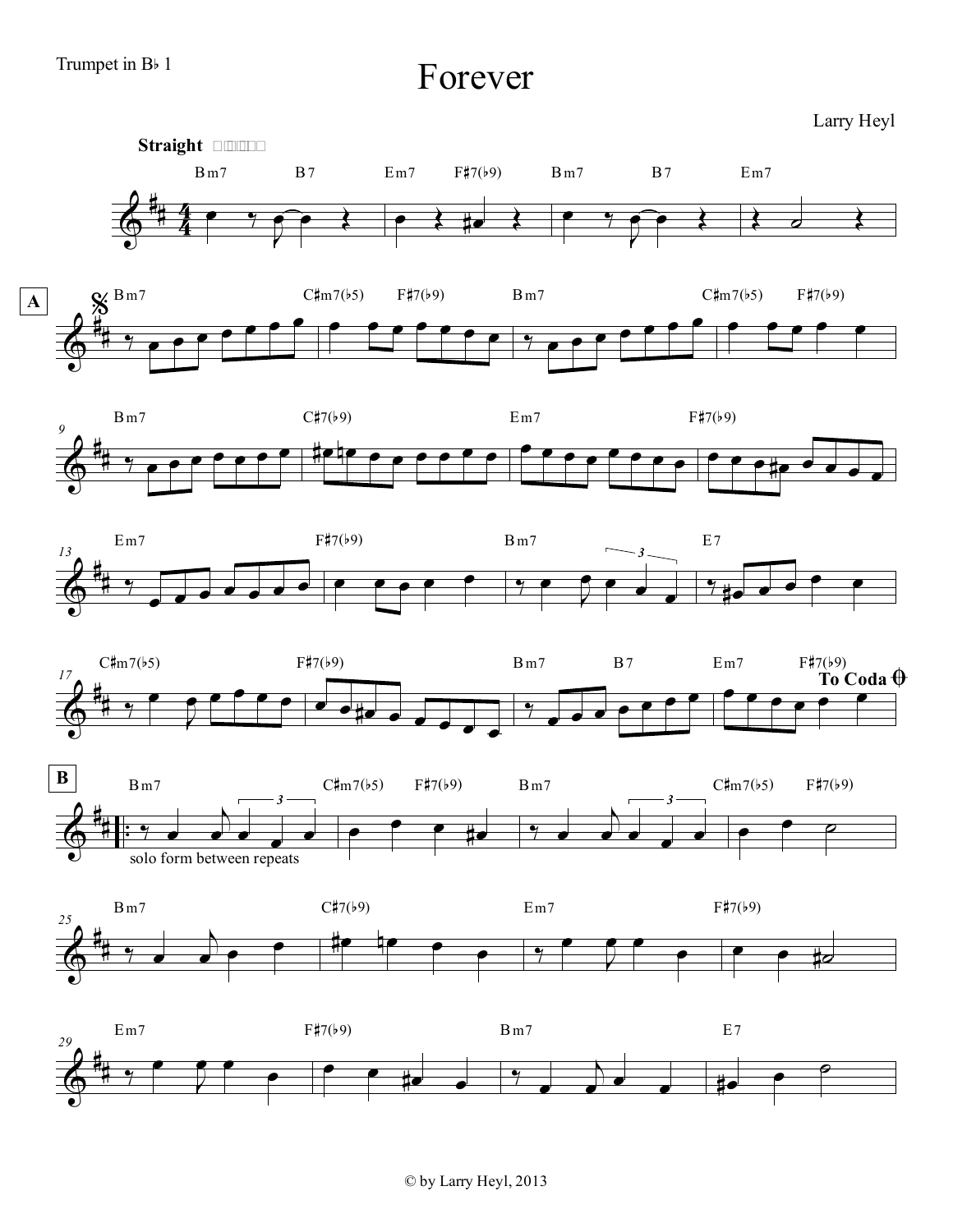Trumpet in B♭ 1

# Forever

Larry Heyl

**Straight**

Bm7 B7 Em7 F♯7(♭9) Bm7 B7 Em7

**A**

Bm7 C♯m7(♭5) F♯7(♭9) Bm7 C♯m7(♭5) F♯7(♭9)

9 Bm7 C♯7(♭9) Em7 F♯7(♭9)

13 Em7 F♯7(♭9) Bm7 E7

17 C♯m7(♭5) F♯7(♭9) Bm7 B7 Em7 F♯7(♭9)

**To Coda**

**B**

Bm7 C♯m7(♭5) F♯7(♭9) Bm7 C♯m7(♭5) F♯7(♭9)

solo form between repeats

25 Bm7 C♯7(♭9) Em7 F♯7(♭9)

29 Em7 F♯7(♭9) Bm7 E7

© by Larry Heyl, 2013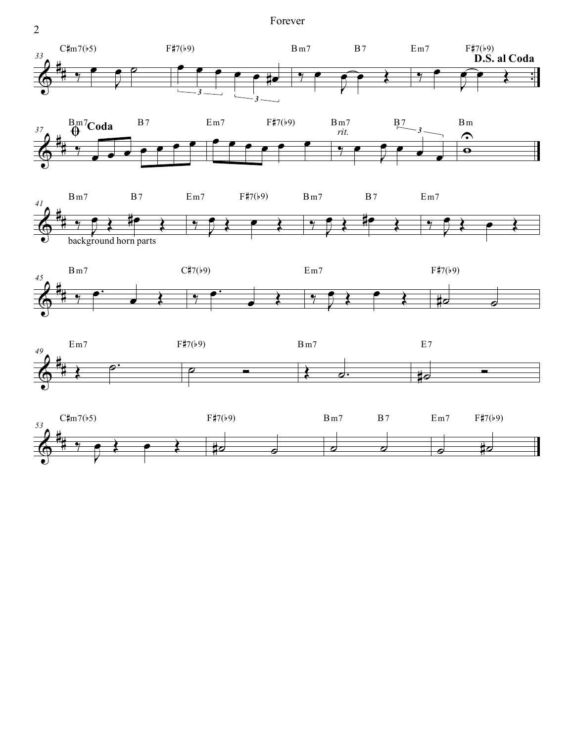Forever

C♯m7(♭5) F♯7(♭9) Bm7 B7 Em7 F♯7(♭9)

**D.S. al Coda**

**Coda**

Bm7 B7 Em7 F♯7(♭9) Bm7 B7 Bm

*rit.*

Bm7 B7 Em7 F♯7(♭9) Bm7 B7 Em7

background horn parts

Bm7 C♯7(♭9) Em7 F♯7(♭9)

Em7 F♯7(♭9) Bm7 E7

C♯m7(♭5) F♯7(♭9) Bm7 B7 Em7 F♯7(♭9)